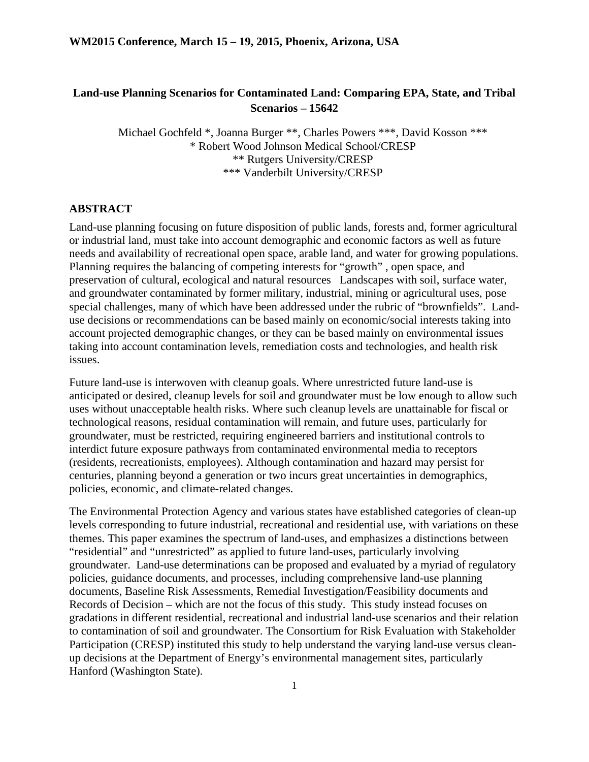# Land-use Planning Scenarios for Contaminated Land: Comparing EPA, State, and Tribal Scenarios – 15642

Michael Gochfeld *, Joanna Burger **, Charles Powers ***, David Kosson ***
* Robert Wood Johnson Medical School/CRESP
** Rutgers University/CRESP
*** Vanderbilt University/CRESP

## ABSTRACT

Land-use planning focusing on future disposition of public lands, forests and, former agricultural or industrial land, must take into account demographic and economic factors as well as future needs and availability of recreational open space, arable land, and water for growing populations. Planning requires the balancing of competing interests for "growth" , open space, and preservation of cultural, ecological and natural resources Landscapes with soil, surface water, and groundwater contaminated by former military, industrial, mining or agricultural uses, pose special challenges, many of which have been addressed under the rubric of "brownfields". Land-use decisions or recommendations can be based mainly on economic/social interests taking into account projected demographic changes, or they can be based mainly on environmental issues taking into account contamination levels, remediation costs and technologies, and health risk issues.

Future land-use is interwoven with cleanup goals. Where unrestricted future land-use is anticipated or desired, cleanup levels for soil and groundwater must be low enough to allow such uses without unacceptable health risks. Where such cleanup levels are unattainable for fiscal or technological reasons, residual contamination will remain, and future uses, particularly for groundwater, must be restricted, requiring engineered barriers and institutional controls to interdict future exposure pathways from contaminated environmental media to receptors (residents, recreationists, employees). Although contamination and hazard may persist for centuries, planning beyond a generation or two incurs great uncertainties in demographics, policies, economic, and climate-related changes.

The Environmental Protection Agency and various states have established categories of clean-up levels corresponding to future industrial, recreational and residential use, with variations on these themes. This paper examines the spectrum of land-uses, and emphasizes a distinctions between "residential" and "unrestricted" as applied to future land-uses, particularly involving groundwater. Land-use determinations can be proposed and evaluated by a myriad of regulatory policies, guidance documents, and processes, including comprehensive land-use planning documents, Baseline Risk Assessments, Remedial Investigation/Feasibility documents and Records of Decision – which are not the focus of this study. This study instead focuses on gradations in different residential, recreational and industrial land-use scenarios and their relation to contamination of soil and groundwater. The Consortium for Risk Evaluation with Stakeholder Participation (CRESP) instituted this study to help understand the varying land-use versus clean-up decisions at the Department of Energy's environmental management sites, particularly Hanford (Washington State).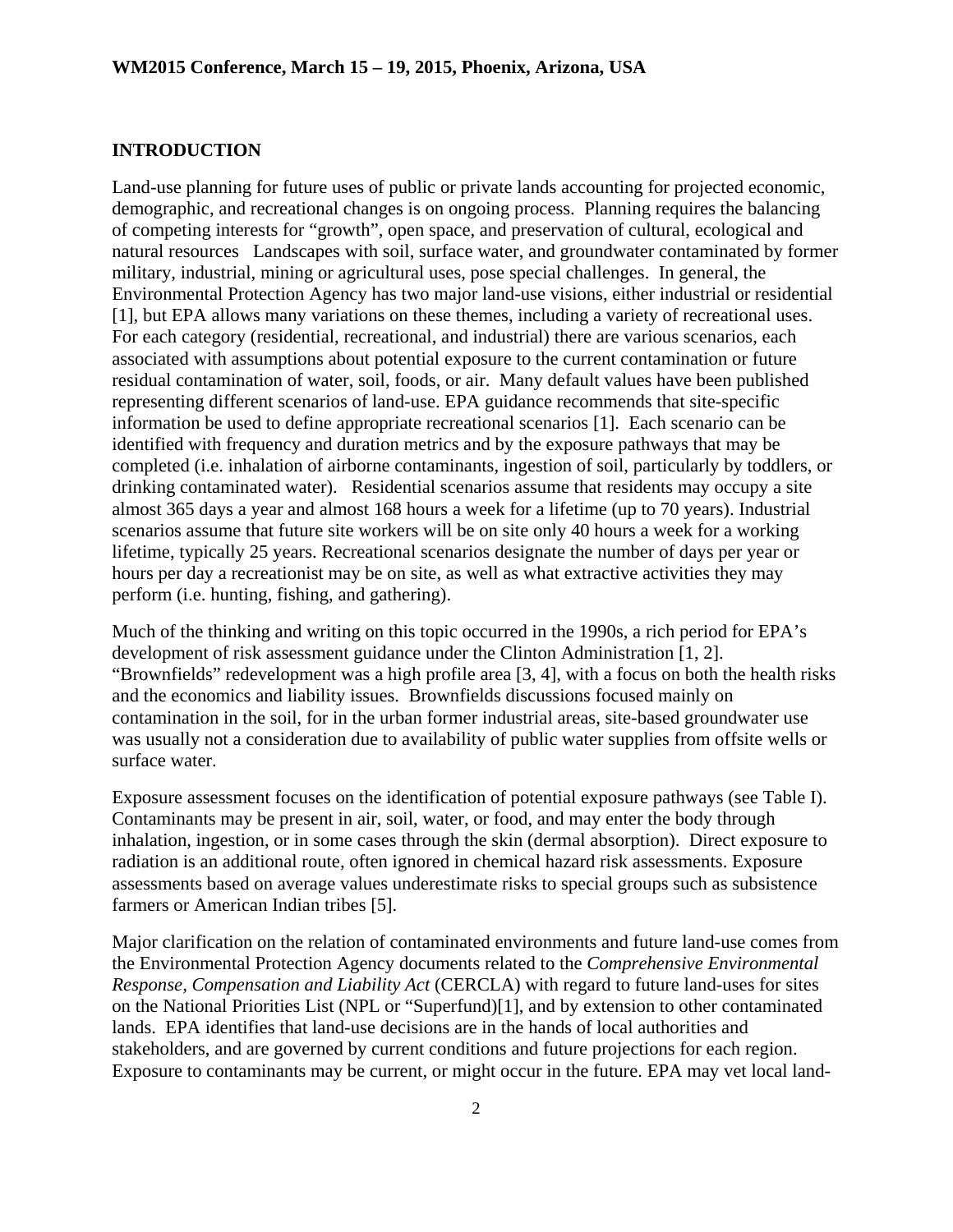## INTRODUCTION

Land-use planning for future uses of public or private lands accounting for projected economic, demographic, and recreational changes is on ongoing process. Planning requires the balancing of competing interests for "growth", open space, and preservation of cultural, ecological and natural resources Landscapes with soil, surface water, and groundwater contaminated by former military, industrial, mining or agricultural uses, pose special challenges. In general, the Environmental Protection Agency has two major land-use visions, either industrial or residential [1], but EPA allows many variations on these themes, including a variety of recreational uses. For each category (residential, recreational, and industrial) there are various scenarios, each associated with assumptions about potential exposure to the current contamination or future residual contamination of water, soil, foods, or air. Many default values have been published representing different scenarios of land-use. EPA guidance recommends that site-specific information be used to define appropriate recreational scenarios [1]. Each scenario can be identified with frequency and duration metrics and by the exposure pathways that may be completed (i.e. inhalation of airborne contaminants, ingestion of soil, particularly by toddlers, or drinking contaminated water). Residential scenarios assume that residents may occupy a site almost 365 days a year and almost 168 hours a week for a lifetime (up to 70 years). Industrial scenarios assume that future site workers will be on site only 40 hours a week for a working lifetime, typically 25 years. Recreational scenarios designate the number of days per year or hours per day a recreationist may be on site, as well as what extractive activities they may perform (i.e. hunting, fishing, and gathering).

Much of the thinking and writing on this topic occurred in the 1990s, a rich period for EPA's development of risk assessment guidance under the Clinton Administration [1, 2]. "Brownfields" redevelopment was a high profile area [3, 4], with a focus on both the health risks and the economics and liability issues. Brownfields discussions focused mainly on contamination in the soil, for in the urban former industrial areas, site-based groundwater use was usually not a consideration due to availability of public water supplies from offsite wells or surface water.

Exposure assessment focuses on the identification of potential exposure pathways (see Table I). Contaminants may be present in air, soil, water, or food, and may enter the body through inhalation, ingestion, or in some cases through the skin (dermal absorption). Direct exposure to radiation is an additional route, often ignored in chemical hazard risk assessments. Exposure assessments based on average values underestimate risks to special groups such as subsistence farmers or American Indian tribes [5].

Major clarification on the relation of contaminated environments and future land-use comes from the Environmental Protection Agency documents related to the *Comprehensive Environmental Response, Compensation and Liability Act* (CERCLA) with regard to future land-uses for sites on the National Priorities List (NPL or "Superfund)[1], and by extension to other contaminated lands. EPA identifies that land-use decisions are in the hands of local authorities and stakeholders, and are governed by current conditions and future projections for each region. Exposure to contaminants may be current, or might occur in the future. EPA may vet local land-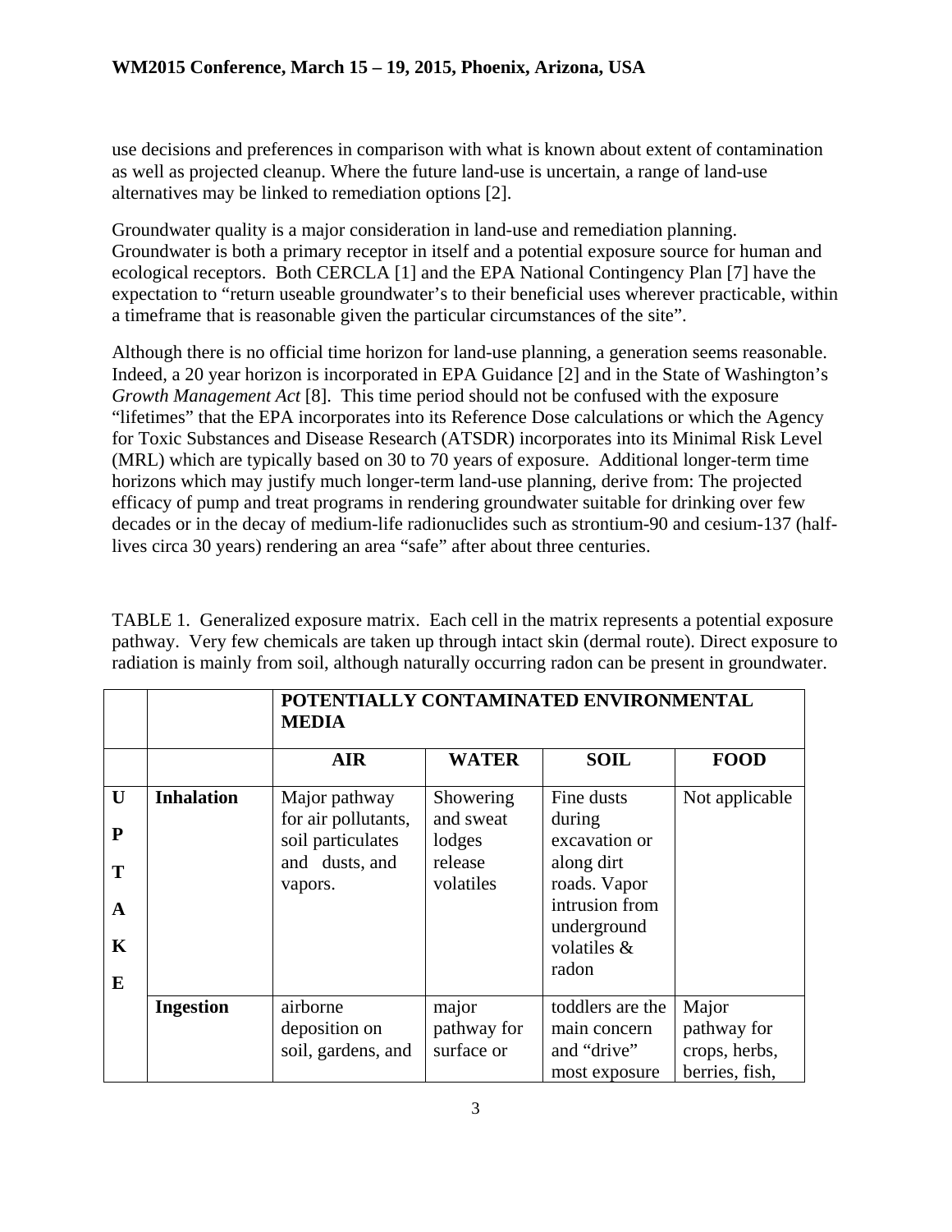use decisions and preferences in comparison with what is known about extent of contamination as well as projected cleanup. Where the future land-use is uncertain, a range of land-use alternatives may be linked to remediation options [2].

Groundwater quality is a major consideration in land-use and remediation planning. Groundwater is both a primary receptor in itself and a potential exposure source for human and ecological receptors. Both CERCLA [1] and the EPA National Contingency Plan [7] have the expectation to "return useable groundwater's to their beneficial uses wherever practicable, within a timeframe that is reasonable given the particular circumstances of the site".

Although there is no official time horizon for land-use planning, a generation seems reasonable. Indeed, a 20 year horizon is incorporated in EPA Guidance [2] and in the State of Washington's *Growth Management Act* [8]. This time period should not be confused with the exposure "lifetimes" that the EPA incorporates into its Reference Dose calculations or which the Agency for Toxic Substances and Disease Research (ATSDR) incorporates into its Minimal Risk Level (MRL) which are typically based on 30 to 70 years of exposure. Additional longer-term time horizons which may justify much longer-term land-use planning, derive from: The projected efficacy of pump and treat programs in rendering groundwater suitable for drinking over few decades or in the decay of medium-life radionuclides such as strontium-90 and cesium-137 (half-lives circa 30 years) rendering an area "safe" after about three centuries.

TABLE 1. Generalized exposure matrix. Each cell in the matrix represents a potential exposure pathway. Very few chemicals are taken up through intact skin (dermal route). Direct exposure to radiation is mainly from soil, although naturally occurring radon can be present in groundwater.

| | | **POTENTIALLY CONTAMINATED ENVIRONMENTAL MEDIA** | | | |
|---|---|---|---|---|---|
| | | **AIR** | **WATER** | **SOIL** | **FOOD** |
| **UPTAKE** | **Inhalation** | Major pathway for air pollutants, soil particulates and dusts, and vapors. | Showering and sweat lodges release volatiles | Fine dusts during excavation or along dirt roads. Vapor intrusion from underground volatiles & radon | Not applicable |
| | **Ingestion** | airborne deposition on soil, gardens, and | major pathway for surface or | toddlers are the main concern and "drive" most exposure | Major pathway for crops, herbs, berries, fish, |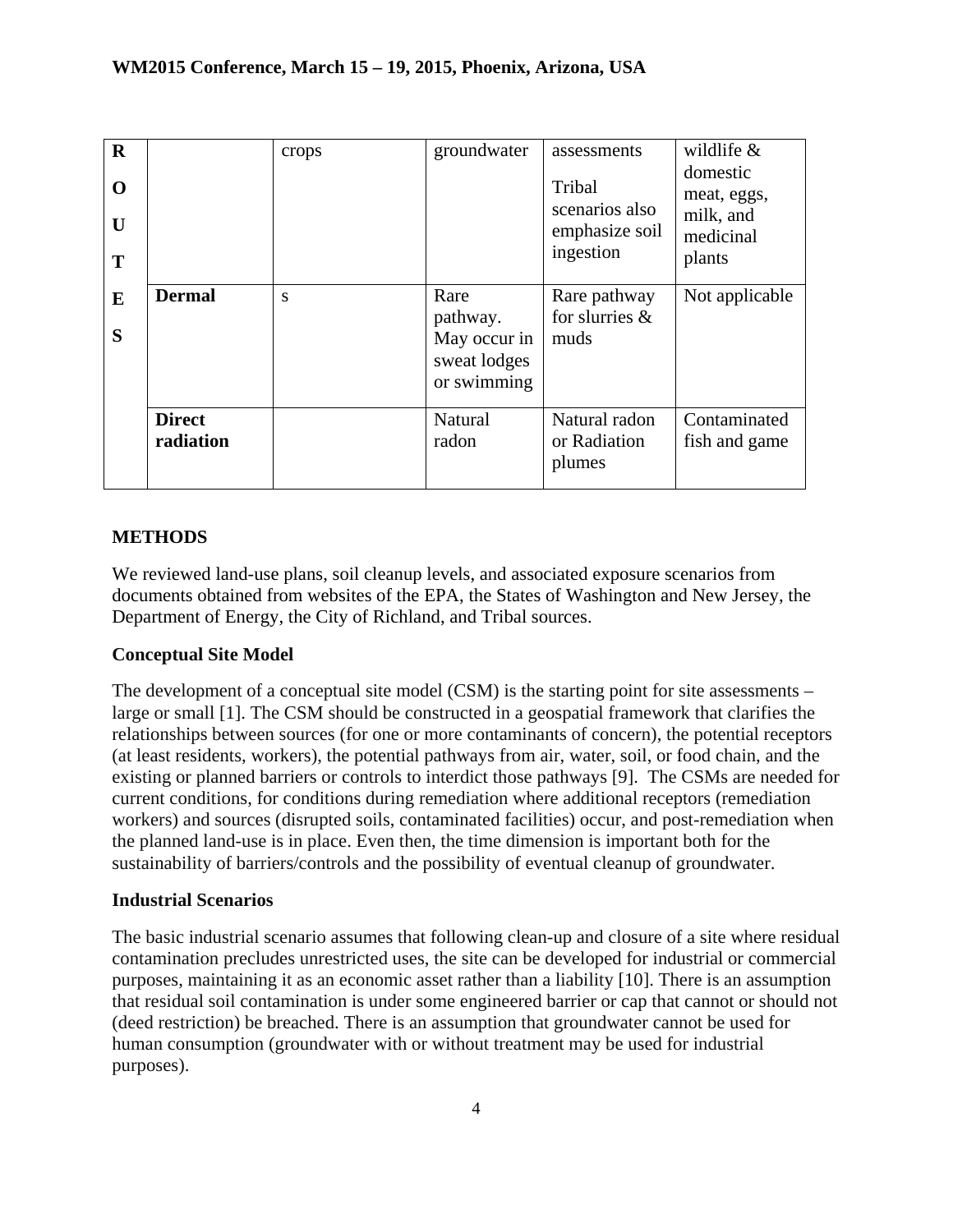| R O U T E S | | crops | groundwater | assessments Tribal scenarios also emphasize soil ingestion | wildlife & domestic meat, eggs, milk, and medicinal plants |
|---|---|---|---|---|---|
| | **Dermal** | s | Rare pathway. May occur in sweat lodges or swimming | Rare pathway for slurries & muds | Not applicable |
| | **Direct radiation** | | Natural radon | Natural radon or Radiation plumes | Contaminated fish and game |

## METHODS

We reviewed land-use plans, soil cleanup levels, and associated exposure scenarios from documents obtained from websites of the EPA, the States of Washington and New Jersey, the Department of Energy, the City of Richland, and Tribal sources.

### Conceptual Site Model

The development of a conceptual site model (CSM) is the starting point for site assessments – large or small [1]. The CSM should be constructed in a geospatial framework that clarifies the relationships between sources (for one or more contaminants of concern), the potential receptors (at least residents, workers), the potential pathways from air, water, soil, or food chain, and the existing or planned barriers or controls to interdict those pathways [9]. The CSMs are needed for current conditions, for conditions during remediation where additional receptors (remediation workers) and sources (disrupted soils, contaminated facilities) occur, and post-remediation when the planned land-use is in place. Even then, the time dimension is important both for the sustainability of barriers/controls and the possibility of eventual cleanup of groundwater.

### Industrial Scenarios

The basic industrial scenario assumes that following clean-up and closure of a site where residual contamination precludes unrestricted uses, the site can be developed for industrial or commercial purposes, maintaining it as an economic asset rather than a liability [10]. There is an assumption that residual soil contamination is under some engineered barrier or cap that cannot or should not (deed restriction) be breached. There is an assumption that groundwater cannot be used for human consumption (groundwater with or without treatment may be used for industrial purposes).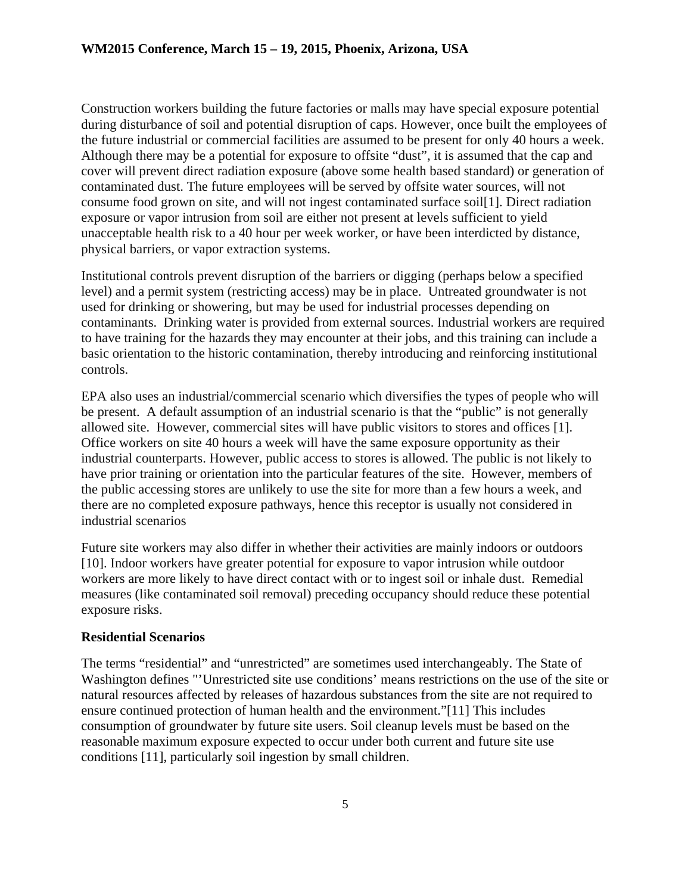Construction workers building the future factories or malls may have special exposure potential during disturbance of soil and potential disruption of caps. However, once built the employees of the future industrial or commercial facilities are assumed to be present for only 40 hours a week. Although there may be a potential for exposure to offsite "dust", it is assumed that the cap and cover will prevent direct radiation exposure (above some health based standard) or generation of contaminated dust. The future employees will be served by offsite water sources, will not consume food grown on site, and will not ingest contaminated surface soil[1]. Direct radiation exposure or vapor intrusion from soil are either not present at levels sufficient to yield unacceptable health risk to a 40 hour per week worker, or have been interdicted by distance, physical barriers, or vapor extraction systems.

Institutional controls prevent disruption of the barriers or digging (perhaps below a specified level) and a permit system (restricting access) may be in place. Untreated groundwater is not used for drinking or showering, but may be used for industrial processes depending on contaminants. Drinking water is provided from external sources. Industrial workers are required to have training for the hazards they may encounter at their jobs, and this training can include a basic orientation to the historic contamination, thereby introducing and reinforcing institutional controls.

EPA also uses an industrial/commercial scenario which diversifies the types of people who will be present. A default assumption of an industrial scenario is that the "public" is not generally allowed site. However, commercial sites will have public visitors to stores and offices [1]. Office workers on site 40 hours a week will have the same exposure opportunity as their industrial counterparts. However, public access to stores is allowed. The public is not likely to have prior training or orientation into the particular features of the site. However, members of the public accessing stores are unlikely to use the site for more than a few hours a week, and there are no completed exposure pathways, hence this receptor is usually not considered in industrial scenarios

Future site workers may also differ in whether their activities are mainly indoors or outdoors [10]. Indoor workers have greater potential for exposure to vapor intrusion while outdoor workers are more likely to have direct contact with or to ingest soil or inhale dust. Remedial measures (like contaminated soil removal) preceding occupancy should reduce these potential exposure risks.

**Residential Scenarios**

The terms "residential" and "unrestricted" are sometimes used interchangeably. The State of Washington defines "'Unrestricted site use conditions' means restrictions on the use of the site or natural resources affected by releases of hazardous substances from the site are not required to ensure continued protection of human health and the environment."[11] This includes consumption of groundwater by future site users. Soil cleanup levels must be based on the reasonable maximum exposure expected to occur under both current and future site use conditions [11], particularly soil ingestion by small children.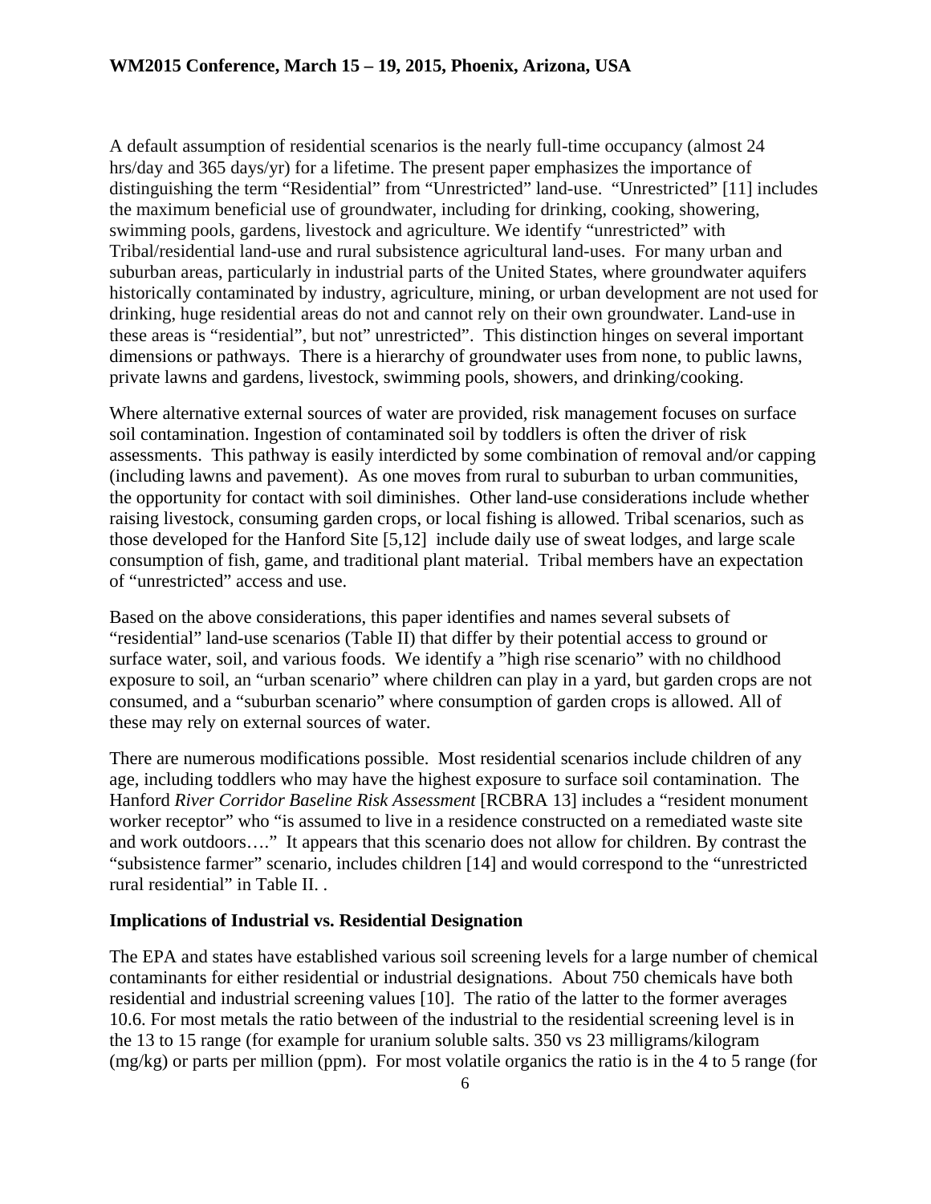A default assumption of residential scenarios is the nearly full-time occupancy (almost 24 hrs/day and 365 days/yr) for a lifetime. The present paper emphasizes the importance of distinguishing the term “Residential” from “Unrestricted” land-use. “Unrestricted” [11] includes the maximum beneficial use of groundwater, including for drinking, cooking, showering, swimming pools, gardens, livestock and agriculture. We identify “unrestricted” with Tribal/residential land-use and rural subsistence agricultural land-uses. For many urban and suburban areas, particularly in industrial parts of the United States, where groundwater aquifers historically contaminated by industry, agriculture, mining, or urban development are not used for drinking, huge residential areas do not and cannot rely on their own groundwater. Land-use in these areas is “residential”, but not” unrestricted”. This distinction hinges on several important dimensions or pathways. There is a hierarchy of groundwater uses from none, to public lawns, private lawns and gardens, livestock, swimming pools, showers, and drinking/cooking.

Where alternative external sources of water are provided, risk management focuses on surface soil contamination. Ingestion of contaminated soil by toddlers is often the driver of risk assessments. This pathway is easily interdicted by some combination of removal and/or capping (including lawns and pavement). As one moves from rural to suburban to urban communities, the opportunity for contact with soil diminishes. Other land-use considerations include whether raising livestock, consuming garden crops, or local fishing is allowed. Tribal scenarios, such as those developed for the Hanford Site [5,12] include daily use of sweat lodges, and large scale consumption of fish, game, and traditional plant material. Tribal members have an expectation of “unrestricted” access and use.

Based on the above considerations, this paper identifies and names several subsets of “residential” land-use scenarios (Table II) that differ by their potential access to ground or surface water, soil, and various foods. We identify a ”high rise scenario” with no childhood exposure to soil, an “urban scenario” where children can play in a yard, but garden crops are not consumed, and a “suburban scenario” where consumption of garden crops is allowed. All of these may rely on external sources of water.

There are numerous modifications possible. Most residential scenarios include children of any age, including toddlers who may have the highest exposure to surface soil contamination. The Hanford *River Corridor Baseline Risk Assessment* [RCBRA 13] includes a “resident monument worker receptor” who “is assumed to live in a residence constructed on a remediated waste site and work outdoors….” It appears that this scenario does not allow for children. By contrast the “subsistence farmer” scenario, includes children [14] and would correspond to the “unrestricted rural residential” in Table II. .

### Implications of Industrial vs. Residential Designation

The EPA and states have established various soil screening levels for a large number of chemical contaminants for either residential or industrial designations. About 750 chemicals have both residential and industrial screening values [10]. The ratio of the latter to the former averages 10.6. For most metals the ratio between of the industrial to the residential screening level is in the 13 to 15 range (for example for uranium soluble salts. 350 vs 23 milligrams/kilogram (mg/kg) or parts per million (ppm). For most volatile organics the ratio is in the 4 to 5 range (for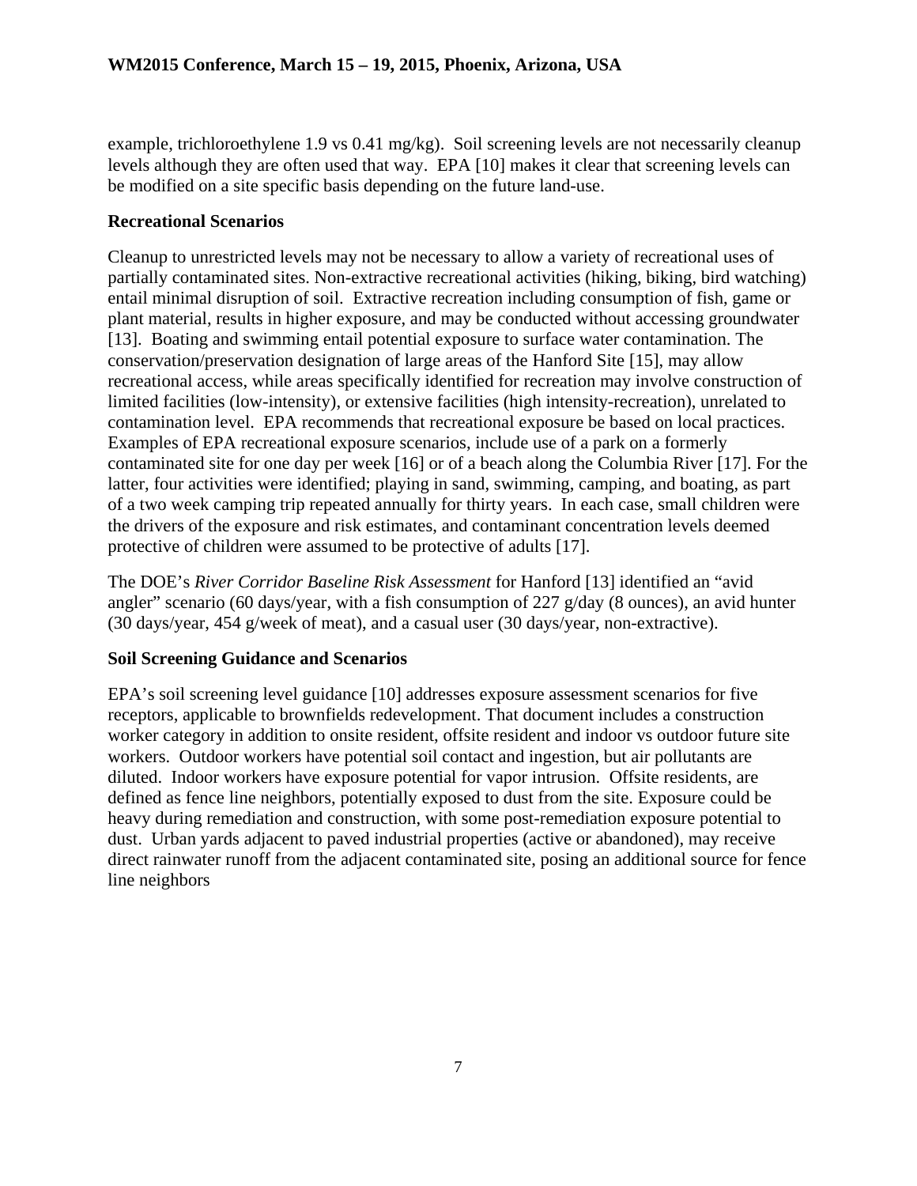example, trichloroethylene 1.9 vs 0.41 mg/kg). Soil screening levels are not necessarily cleanup levels although they are often used that way. EPA [10] makes it clear that screening levels can be modified on a site specific basis depending on the future land-use.

### Recreational Scenarios

Cleanup to unrestricted levels may not be necessary to allow a variety of recreational uses of partially contaminated sites. Non-extractive recreational activities (hiking, biking, bird watching) entail minimal disruption of soil. Extractive recreation including consumption of fish, game or plant material, results in higher exposure, and may be conducted without accessing groundwater [13]. Boating and swimming entail potential exposure to surface water contamination. The conservation/preservation designation of large areas of the Hanford Site [15], may allow recreational access, while areas specifically identified for recreation may involve construction of limited facilities (low-intensity), or extensive facilities (high intensity-recreation), unrelated to contamination level. EPA recommends that recreational exposure be based on local practices. Examples of EPA recreational exposure scenarios, include use of a park on a formerly contaminated site for one day per week [16] or of a beach along the Columbia River [17]. For the latter, four activities were identified; playing in sand, swimming, camping, and boating, as part of a two week camping trip repeated annually for thirty years. In each case, small children were the drivers of the exposure and risk estimates, and contaminant concentration levels deemed protective of children were assumed to be protective of adults [17].

The DOE's *River Corridor Baseline Risk Assessment* for Hanford [13] identified an "avid angler" scenario (60 days/year, with a fish consumption of 227 g/day (8 ounces), an avid hunter (30 days/year, 454 g/week of meat), and a casual user (30 days/year, non-extractive).

### Soil Screening Guidance and Scenarios

EPA's soil screening level guidance [10] addresses exposure assessment scenarios for five receptors, applicable to brownfields redevelopment. That document includes a construction worker category in addition to onsite resident, offsite resident and indoor vs outdoor future site workers. Outdoor workers have potential soil contact and ingestion, but air pollutants are diluted. Indoor workers have exposure potential for vapor intrusion. Offsite residents, are defined as fence line neighbors, potentially exposed to dust from the site. Exposure could be heavy during remediation and construction, with some post-remediation exposure potential to dust. Urban yards adjacent to paved industrial properties (active or abandoned), may receive direct rainwater runoff from the adjacent contaminated site, posing an additional source for fence line neighbors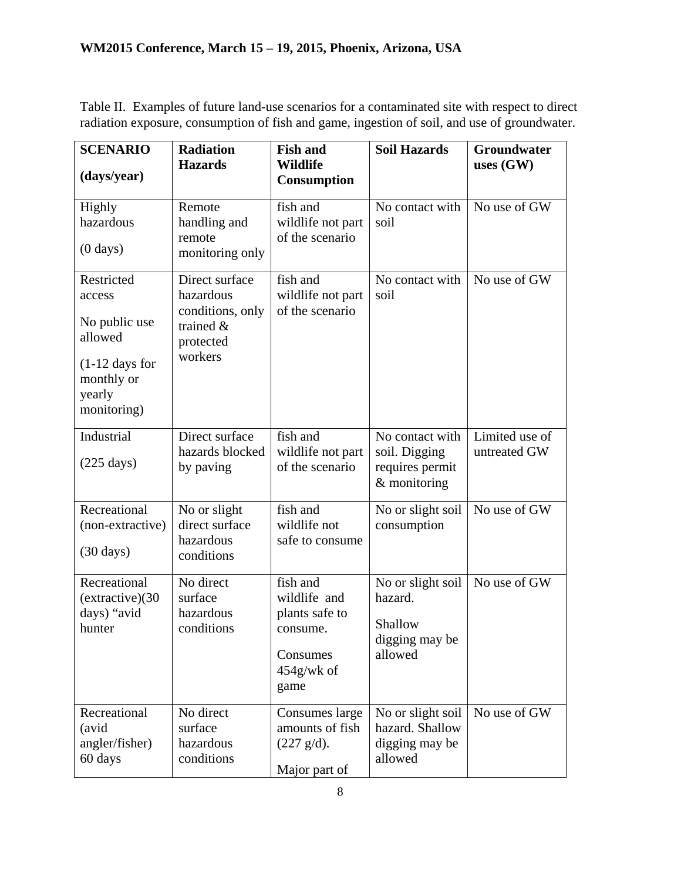Table II. Examples of future land-use scenarios for a contaminated site with respect to direct radiation exposure, consumption of fish and game, ingestion of soil, and use of groundwater.

| **SCENARIO (days/year)** | **Radiation Hazards** | **Fish and Wildlife Consumption** | **Soil Hazards** | **Groundwater uses (GW)** |
|---|---|---|---|---|
| Highly hazardous (0 days) | Remote handling and remote monitoring only | fish and wildlife not part of the scenario | No contact with soil | No use of GW |
| Restricted access No public use allowed (1-12 days for monthly or yearly monitoring) | Direct surface hazardous conditions, only trained & protected workers | fish and wildlife not part of the scenario | No contact with soil | No use of GW |
| Industrial (225 days) | Direct surface hazards blocked by paving | fish and wildlife not part of the scenario | No contact with soil. Digging requires permit & monitoring | Limited use of untreated GW |
| Recreational (non-extractive) (30 days) | No or slight direct surface hazardous conditions | fish and wildlife not safe to consume | No or slight soil consumption | No use of GW |
| Recreational (extractive)(30 days) "avid hunter | No direct surface hazardous conditions | fish and wildlife and plants safe to consume. Consumes 454g/wk of game | No or slight soil hazard. Shallow digging may be allowed | No use of GW |
| Recreational (avid angler/fisher) 60 days | No direct surface hazardous conditions | Consumes large amounts of fish (227 g/d). Major part of | No or slight soil hazard. Shallow digging may be allowed | No use of GW |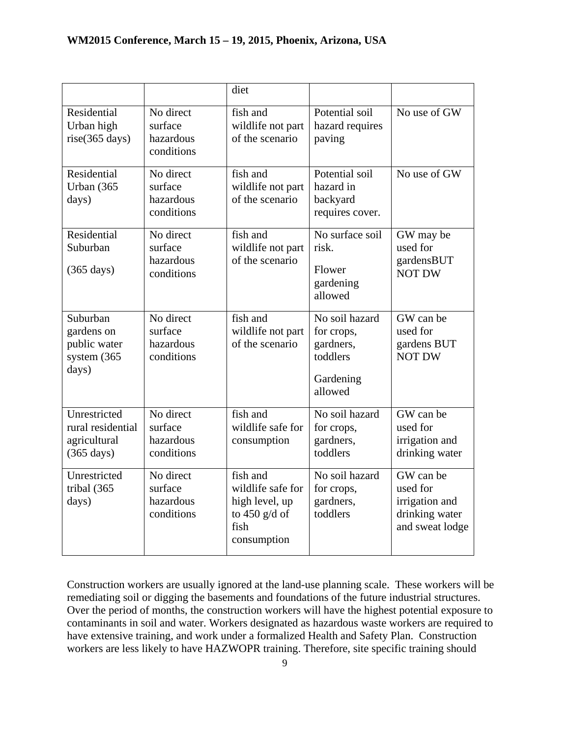| | | diet | | |
|---|---|---|---|---|
| Residential Urban high rise(365 days) | No direct surface hazardous conditions | fish and wildlife not part of the scenario | Potential soil hazard requires paving | No use of GW |
| Residential Urban (365 days) | No direct surface hazardous conditions | fish and wildlife not part of the scenario | Potential soil hazard in backyard requires cover. | No use of GW |
| Residential Suburban (365 days) | No direct surface hazardous conditions | fish and wildlife not part of the scenario | No surface soil risk. Flower gardening allowed | GW may be used for gardensBUT NOT DW |
| Suburban gardens on public water system (365 days) | No direct surface hazardous conditions | fish and wildlife not part of the scenario | No soil hazard for crops, gardners, toddlers Gardening allowed | GW can be used for gardens BUT NOT DW |
| Unrestricted rural residential agricultural (365 days) | No direct surface hazardous conditions | fish and wildlife safe for consumption | No soil hazard for crops, gardners, toddlers | GW can be used for irrigation and drinking water |
| Unrestricted tribal (365 days) | No direct surface hazardous conditions | fish and wildlife safe for high level, up to 450 g/d of fish consumption | No soil hazard for crops, gardners, toddlers | GW can be used for irrigation and drinking water and sweat lodge |

Construction workers are usually ignored at the land-use planning scale. These workers will be remediating soil or digging the basements and foundations of the future industrial structures. Over the period of months, the construction workers will have the highest potential exposure to contaminants in soil and water. Workers designated as hazardous waste workers are required to have extensive training, and work under a formalized Health and Safety Plan. Construction workers are less likely to have HAZWOPR training. Therefore, site specific training should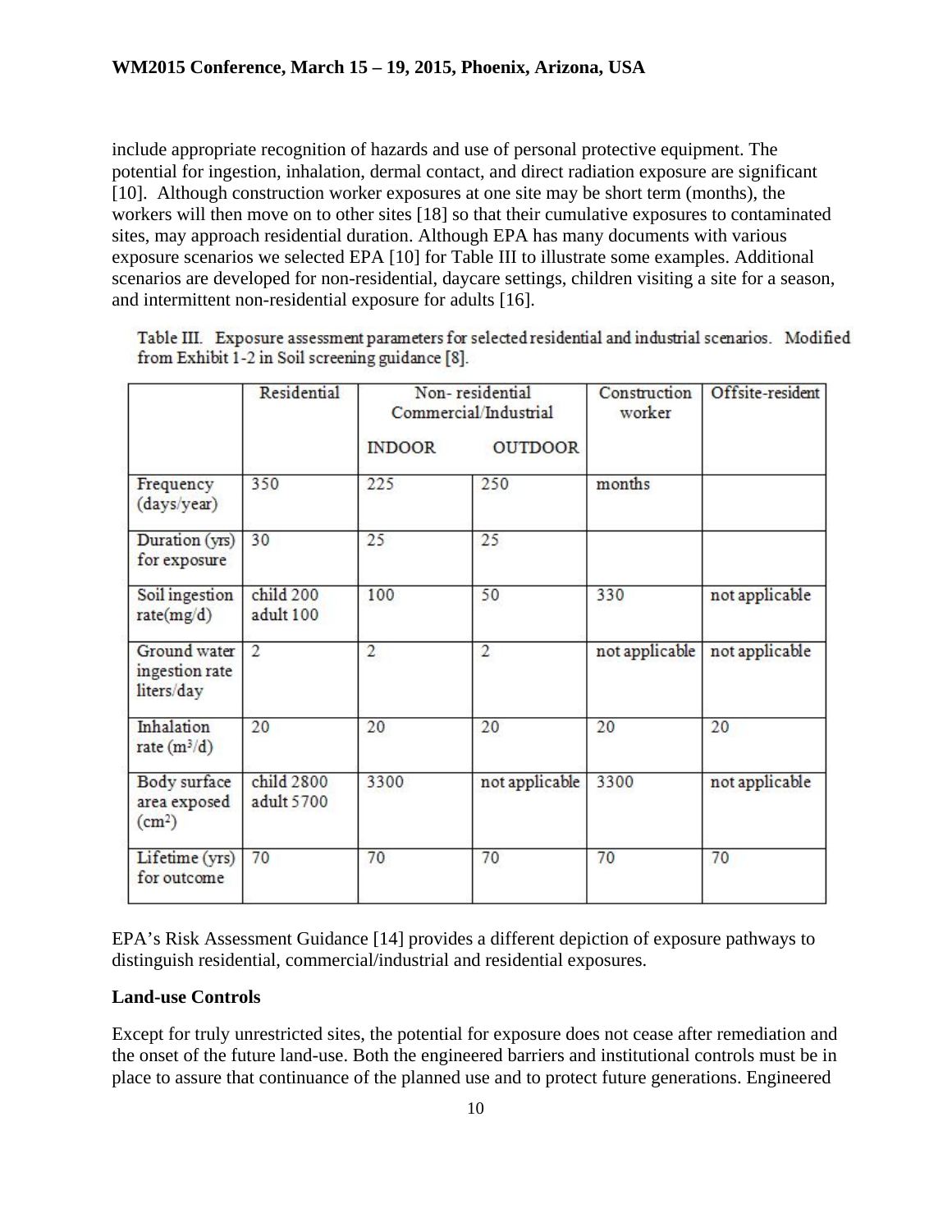include appropriate recognition of hazards and use of personal protective equipment. The potential for ingestion, inhalation, dermal contact, and direct radiation exposure are significant [10]. Although construction worker exposures at one site may be short term (months), the workers will then move on to other sites [18] so that their cumulative exposures to contaminated sites, may approach residential duration. Although EPA has many documents with various exposure scenarios we selected EPA [10] for Table III to illustrate some examples. Additional scenarios are developed for non-residential, daycare settings, children visiting a site for a season, and intermittent non-residential exposure for adults [16].

Table III. Exposure assessment parameters for selected residential and industrial scenarios. Modified from Exhibit 1-2 in Soil screening guidance [8].

| | Residential | Non- residential Commercial/Industrial | | Construction worker | Offsite-resident |
|---|---|---|---|---|---|
| | | INDOOR | OUTDOOR | | |
| Frequency (days/year) | 350 | 225 | 250 | months | |
| Duration (yrs) for exposure | 30 | 25 | 25 | | |
| Soil ingestion rate(mg/d) | child 200 adult 100 | 100 | 50 | 330 | not applicable |
| Ground water ingestion rate liters/day | 2 | 2 | 2 | not applicable | not applicable |
| Inhalation rate ($m^3$/d) | 20 | 20 | 20 | 20 | 20 |
| Body surface area exposed ($cm^2$) | child 2800 adult 5700 | 3300 | not applicable | 3300 | not applicable |
| Lifetime (yrs) for outcome | 70 | 70 | 70 | 70 | 70 |

EPA's Risk Assessment Guidance [14] provides a different depiction of exposure pathways to distinguish residential, commercial/industrial and residential exposures.

**Land-use Controls**

Except for truly unrestricted sites, the potential for exposure does not cease after remediation and the onset of the future land-use. Both the engineered barriers and institutional controls must be in place to assure that continuance of the planned use and to protect future generations. Engineered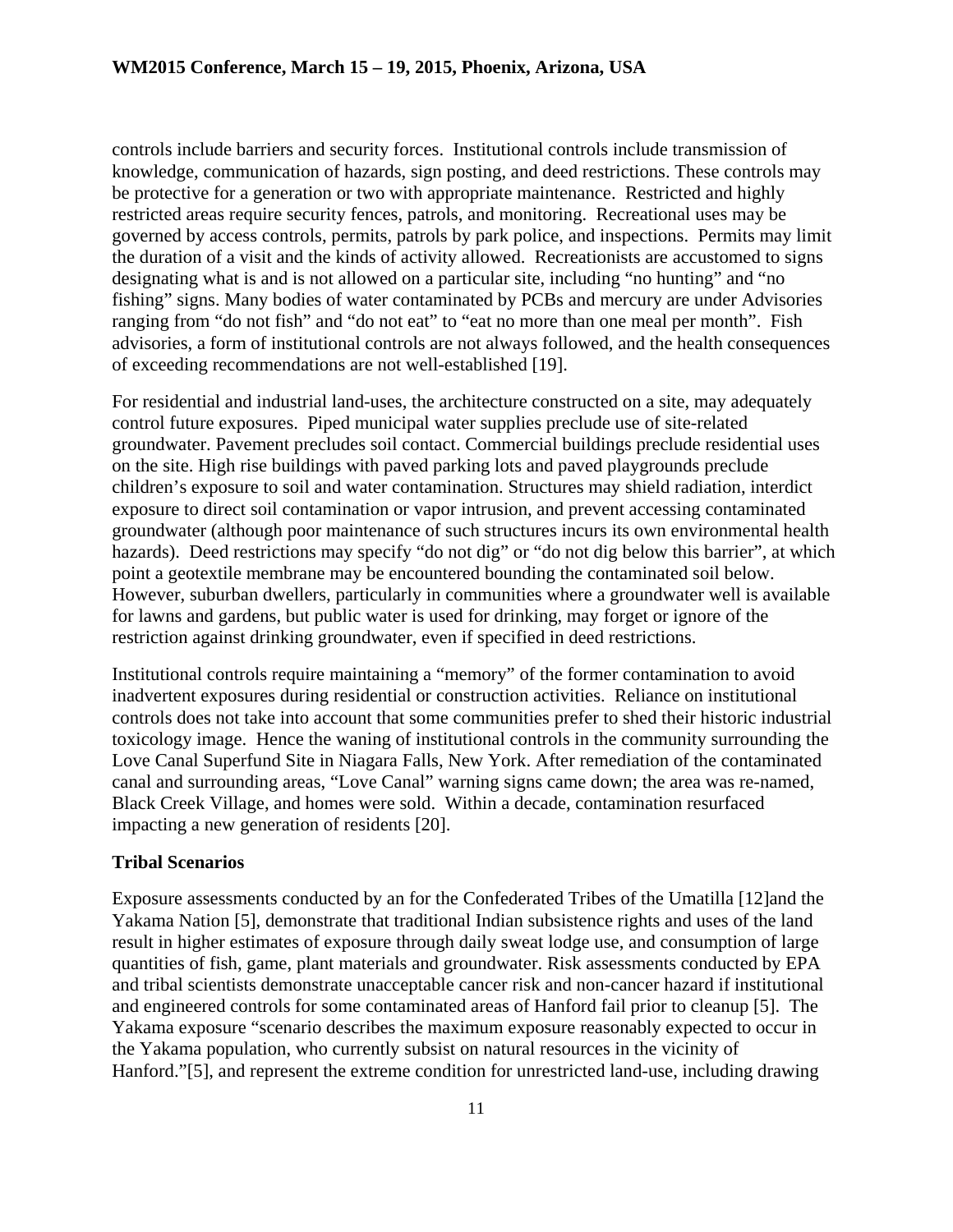controls include barriers and security forces. Institutional controls include transmission of knowledge, communication of hazards, sign posting, and deed restrictions. These controls may be protective for a generation or two with appropriate maintenance. Restricted and highly restricted areas require security fences, patrols, and monitoring. Recreational uses may be governed by access controls, permits, patrols by park police, and inspections. Permits may limit the duration of a visit and the kinds of activity allowed. Recreationists are accustomed to signs designating what is and is not allowed on a particular site, including "no hunting" and "no fishing" signs. Many bodies of water contaminated by PCBs and mercury are under Advisories ranging from "do not fish" and "do not eat" to "eat no more than one meal per month". Fish advisories, a form of institutional controls are not always followed, and the health consequences of exceeding recommendations are not well-established [19].

For residential and industrial land-uses, the architecture constructed on a site, may adequately control future exposures. Piped municipal water supplies preclude use of site-related groundwater. Pavement precludes soil contact. Commercial buildings preclude residential uses on the site. High rise buildings with paved parking lots and paved playgrounds preclude children's exposure to soil and water contamination. Structures may shield radiation, interdict exposure to direct soil contamination or vapor intrusion, and prevent accessing contaminated groundwater (although poor maintenance of such structures incurs its own environmental health hazards). Deed restrictions may specify "do not dig" or "do not dig below this barrier", at which point a geotextile membrane may be encountered bounding the contaminated soil below. However, suburban dwellers, particularly in communities where a groundwater well is available for lawns and gardens, but public water is used for drinking, may forget or ignore of the restriction against drinking groundwater, even if specified in deed restrictions.

Institutional controls require maintaining a "memory" of the former contamination to avoid inadvertent exposures during residential or construction activities. Reliance on institutional controls does not take into account that some communities prefer to shed their historic industrial toxicology image. Hence the waning of institutional controls in the community surrounding the Love Canal Superfund Site in Niagara Falls, New York. After remediation of the contaminated canal and surrounding areas, "Love Canal" warning signs came down; the area was re-named, Black Creek Village, and homes were sold. Within a decade, contamination resurfaced impacting a new generation of residents [20].

**Tribal Scenarios**

Exposure assessments conducted by an for the Confederated Tribes of the Umatilla [12]and the Yakama Nation [5], demonstrate that traditional Indian subsistence rights and uses of the land result in higher estimates of exposure through daily sweat lodge use, and consumption of large quantities of fish, game, plant materials and groundwater. Risk assessments conducted by EPA and tribal scientists demonstrate unacceptable cancer risk and non-cancer hazard if institutional and engineered controls for some contaminated areas of Hanford fail prior to cleanup [5]. The Yakama exposure "scenario describes the maximum exposure reasonably expected to occur in the Yakama population, who currently subsist on natural resources in the vicinity of Hanford."[5], and represent the extreme condition for unrestricted land-use, including drawing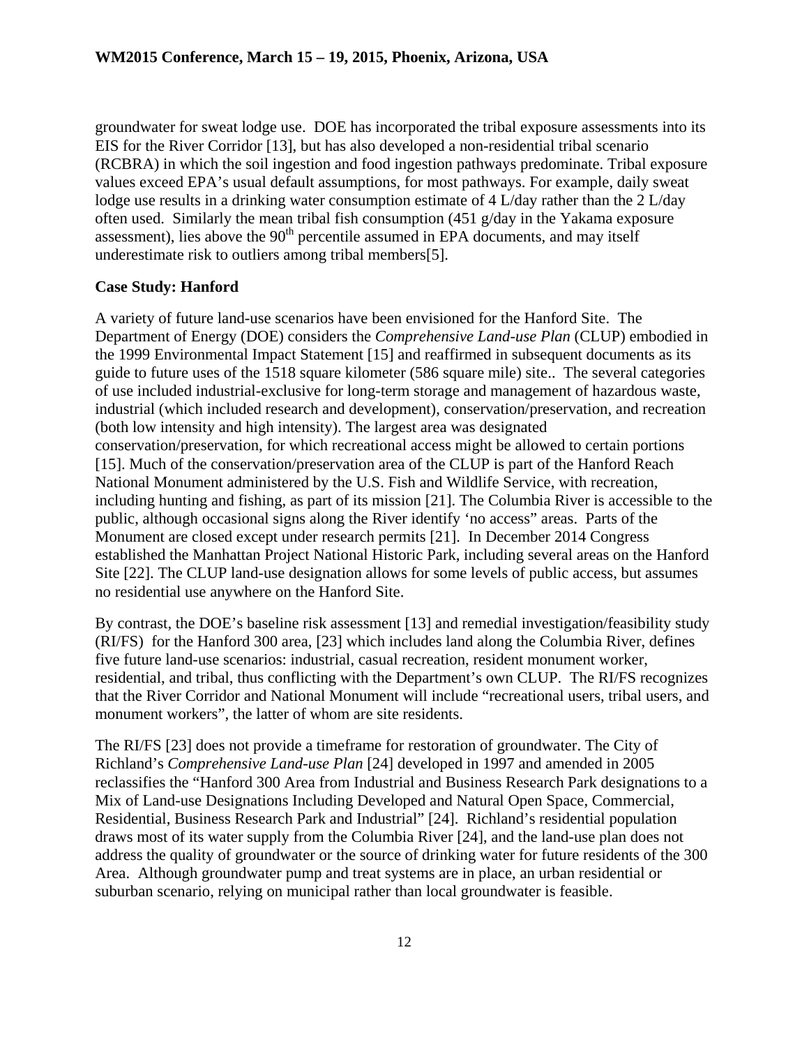groundwater for sweat lodge use. DOE has incorporated the tribal exposure assessments into its EIS for the River Corridor [13], but has also developed a non-residential tribal scenario (RCBRA) in which the soil ingestion and food ingestion pathways predominate. Tribal exposure values exceed EPA's usual default assumptions, for most pathways. For example, daily sweat lodge use results in a drinking water consumption estimate of 4 L/day rather than the 2 L/day often used. Similarly the mean tribal fish consumption (451 g/day in the Yakama exposure assessment), lies above the 90th percentile assumed in EPA documents, and may itself underestimate risk to outliers among tribal members[5].

**Case Study: Hanford**

A variety of future land-use scenarios have been envisioned for the Hanford Site. The Department of Energy (DOE) considers the *Comprehensive Land-use Plan* (CLUP) embodied in the 1999 Environmental Impact Statement [15] and reaffirmed in subsequent documents as its guide to future uses of the 1518 square kilometer (586 square mile) site.. The several categories of use included industrial-exclusive for long-term storage and management of hazardous waste, industrial (which included research and development), conservation/preservation, and recreation (both low intensity and high intensity). The largest area was designated conservation/preservation, for which recreational access might be allowed to certain portions [15]. Much of the conservation/preservation area of the CLUP is part of the Hanford Reach National Monument administered by the U.S. Fish and Wildlife Service, with recreation, including hunting and fishing, as part of its mission [21]. The Columbia River is accessible to the public, although occasional signs along the River identify 'no access" areas. Parts of the Monument are closed except under research permits [21]. In December 2014 Congress established the Manhattan Project National Historic Park, including several areas on the Hanford Site [22]. The CLUP land-use designation allows for some levels of public access, but assumes no residential use anywhere on the Hanford Site.

By contrast, the DOE's baseline risk assessment [13] and remedial investigation/feasibility study (RI/FS) for the Hanford 300 area, [23] which includes land along the Columbia River, defines five future land-use scenarios: industrial, casual recreation, resident monument worker, residential, and tribal, thus conflicting with the Department's own CLUP. The RI/FS recognizes that the River Corridor and National Monument will include "recreational users, tribal users, and monument workers", the latter of whom are site residents.

The RI/FS [23] does not provide a timeframe for restoration of groundwater. The City of Richland's *Comprehensive Land-use Plan* [24] developed in 1997 and amended in 2005 reclassifies the "Hanford 300 Area from Industrial and Business Research Park designations to a Mix of Land-use Designations Including Developed and Natural Open Space, Commercial, Residential, Business Research Park and Industrial" [24]. Richland's residential population draws most of its water supply from the Columbia River [24], and the land-use plan does not address the quality of groundwater or the source of drinking water for future residents of the 300 Area. Although groundwater pump and treat systems are in place, an urban residential or suburban scenario, relying on municipal rather than local groundwater is feasible.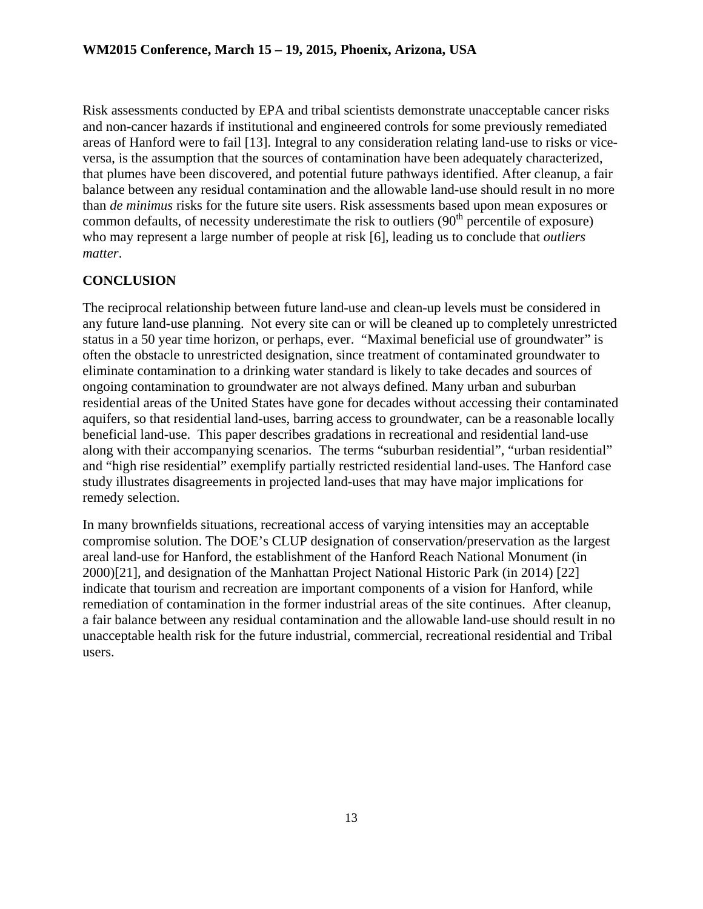Risk assessments conducted by EPA and tribal scientists demonstrate unacceptable cancer risks and non-cancer hazards if institutional and engineered controls for some previously remediated areas of Hanford were to fail [13]. Integral to any consideration relating land-use to risks or vice-versa, is the assumption that the sources of contamination have been adequately characterized, that plumes have been discovered, and potential future pathways identified. After cleanup, a fair balance between any residual contamination and the allowable land-use should result in no more than *de minimus* risks for the future site users. Risk assessments based upon mean exposures or common defaults, of necessity underestimate the risk to outliers ($90^{th}$ percentile of exposure) who may represent a large number of people at risk [6], leading us to conclude that *outliers matter*.

## CONCLUSION

The reciprocal relationship between future land-use and clean-up levels must be considered in any future land-use planning. Not every site can or will be cleaned up to completely unrestricted status in a 50 year time horizon, or perhaps, ever. "Maximal beneficial use of groundwater" is often the obstacle to unrestricted designation, since treatment of contaminated groundwater to eliminate contamination to a drinking water standard is likely to take decades and sources of ongoing contamination to groundwater are not always defined. Many urban and suburban residential areas of the United States have gone for decades without accessing their contaminated aquifers, so that residential land-uses, barring access to groundwater, can be a reasonable locally beneficial land-use. This paper describes gradations in recreational and residential land-use along with their accompanying scenarios. The terms "suburban residential", "urban residential" and "high rise residential" exemplify partially restricted residential land-uses. The Hanford case study illustrates disagreements in projected land-uses that may have major implications for remedy selection.

In many brownfields situations, recreational access of varying intensities may an acceptable compromise solution. The DOE's CLUP designation of conservation/preservation as the largest areal land-use for Hanford, the establishment of the Hanford Reach National Monument (in 2000)[21], and designation of the Manhattan Project National Historic Park (in 2014) [22] indicate that tourism and recreation are important components of a vision for Hanford, while remediation of contamination in the former industrial areas of the site continues. After cleanup, a fair balance between any residual contamination and the allowable land-use should result in no unacceptable health risk for the future industrial, commercial, recreational residential and Tribal users.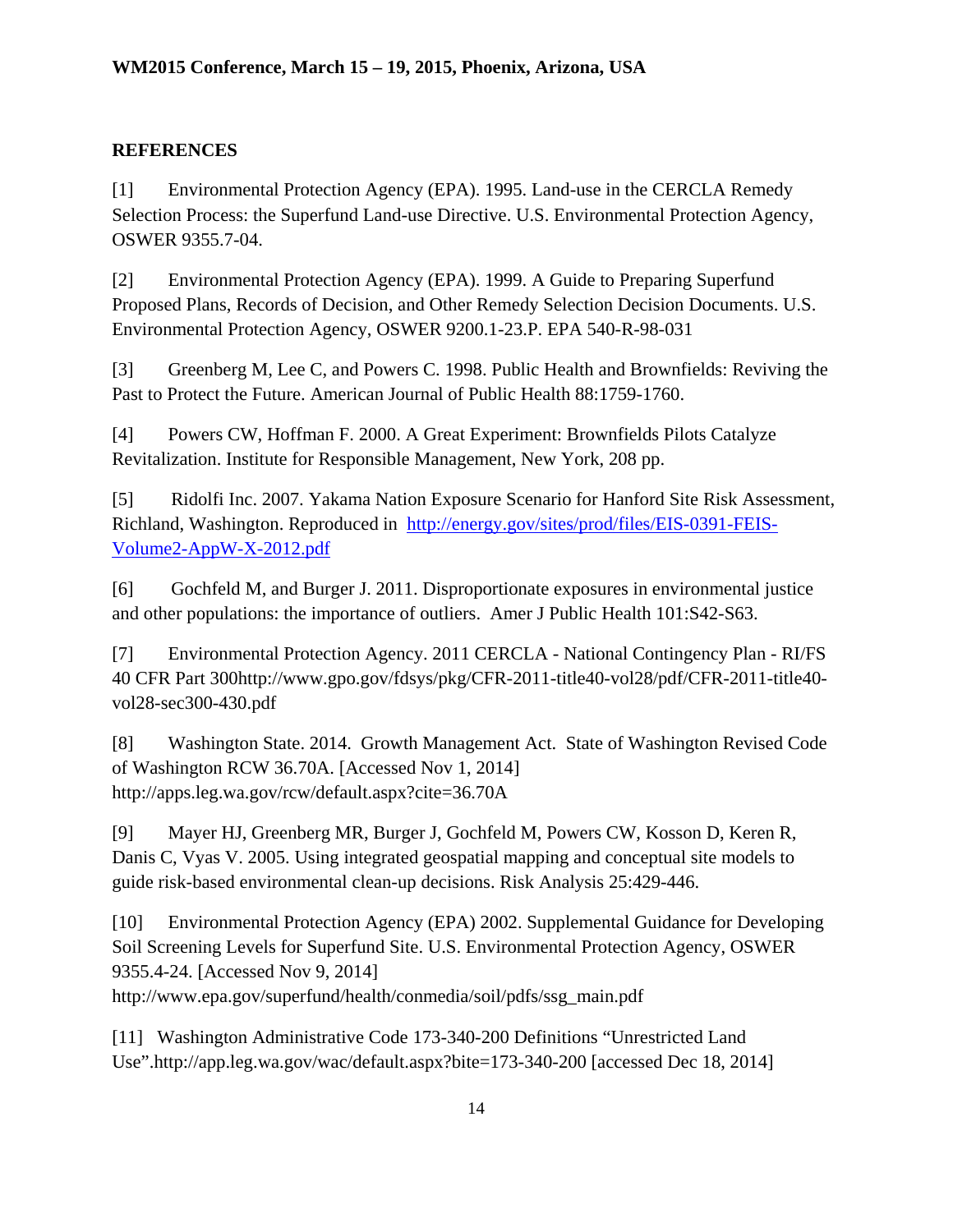## REFERENCES

[1] Environmental Protection Agency (EPA). 1995. Land-use in the CERCLA Remedy Selection Process: the Superfund Land-use Directive. U.S. Environmental Protection Agency, OSWER 9355.7-04.

[2] Environmental Protection Agency (EPA). 1999. A Guide to Preparing Superfund Proposed Plans, Records of Decision, and Other Remedy Selection Decision Documents. U.S. Environmental Protection Agency, OSWER 9200.1-23.P. EPA 540-R-98-031

[3] Greenberg M, Lee C, and Powers C. 1998. Public Health and Brownfields: Reviving the Past to Protect the Future. American Journal of Public Health 88:1759-1760.

[4] Powers CW, Hoffman F. 2000. A Great Experiment: Brownfields Pilots Catalyze Revitalization. Institute for Responsible Management, New York, 208 pp.

[5] Ridolfi Inc. 2007. Yakama Nation Exposure Scenario for Hanford Site Risk Assessment, Richland, Washington. Reproduced in http://energy.gov/sites/prod/files/EIS-0391-FEIS-Volume2-AppW-X-2012.pdf

[6] Gochfeld M, and Burger J. 2011. Disproportionate exposures in environmental justice and other populations: the importance of outliers. Amer J Public Health 101:S42-S63.

[7] Environmental Protection Agency. 2011 CERCLA - National Contingency Plan - RI/FS 40 CFR Part 300http://www.gpo.gov/fdsys/pkg/CFR-2011-title40-vol28/pdf/CFR-2011-title40-vol28-sec300-430.pdf

[8] Washington State. 2014. Growth Management Act. State of Washington Revised Code of Washington RCW 36.70A. [Accessed Nov 1, 2014] http://apps.leg.wa.gov/rcw/default.aspx?cite=36.70A

[9] Mayer HJ, Greenberg MR, Burger J, Gochfeld M, Powers CW, Kosson D, Keren R, Danis C, Vyas V. 2005. Using integrated geospatial mapping and conceptual site models to guide risk-based environmental clean-up decisions. Risk Analysis 25:429-446.

[10] Environmental Protection Agency (EPA) 2002. Supplemental Guidance for Developing Soil Screening Levels for Superfund Site. U.S. Environmental Protection Agency, OSWER 9355.4-24. [Accessed Nov 9, 2014] http://www.epa.gov/superfund/health/conmedia/soil/pdfs/ssg_main.pdf

[11] Washington Administrative Code 173-340-200 Definitions "Unrestricted Land Use".http://app.leg.wa.gov/wac/default.aspx?bite=173-340-200 [accessed Dec 18, 2014]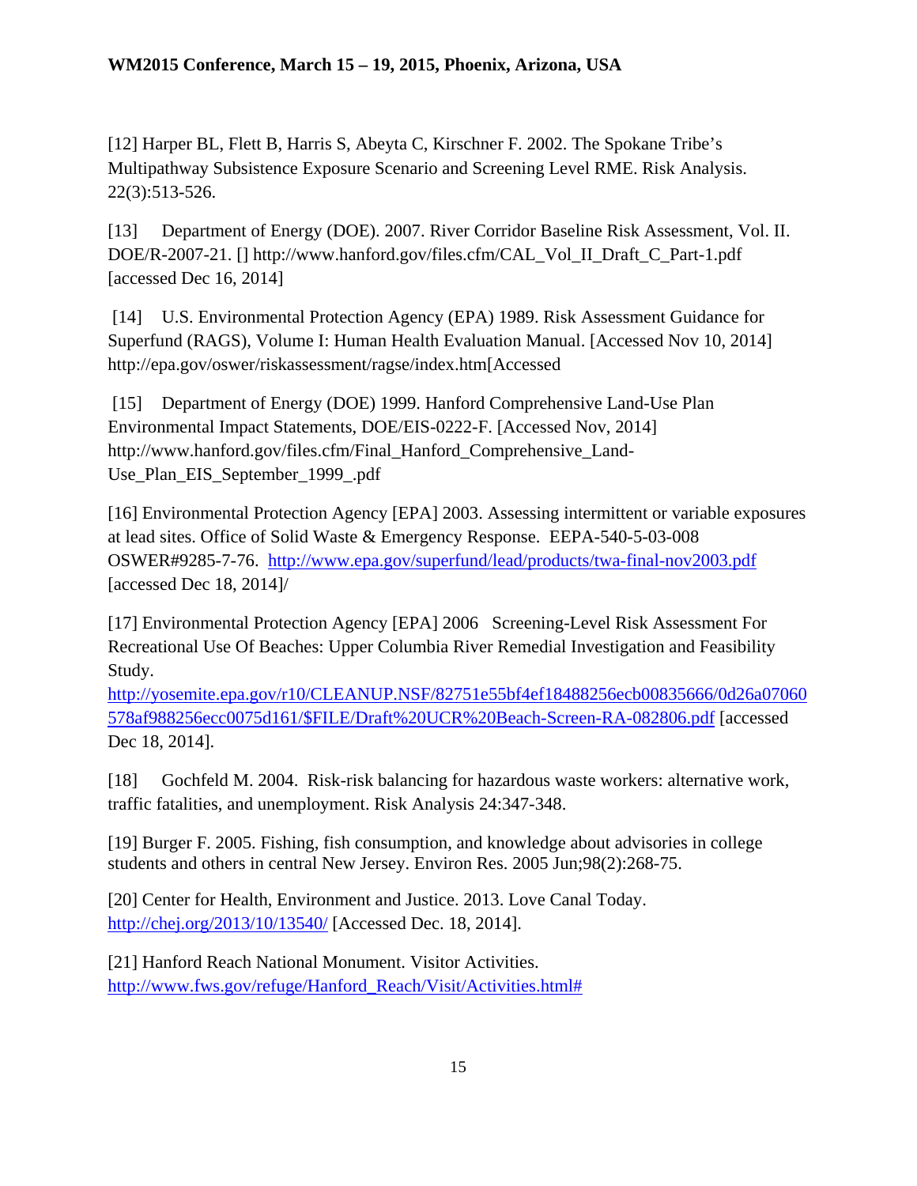[12] Harper BL, Flett B, Harris S, Abeyta C, Kirschner F. 2002. The Spokane Tribe's Multipathway Subsistence Exposure Scenario and Screening Level RME. Risk Analysis. 22(3):513-526.

[13] Department of Energy (DOE). 2007. River Corridor Baseline Risk Assessment, Vol. II. DOE/R-2007-21. [] http://www.hanford.gov/files.cfm/CAL_Vol_II_Draft_C_Part-1.pdf [accessed Dec 16, 2014]

[14] U.S. Environmental Protection Agency (EPA) 1989. Risk Assessment Guidance for Superfund (RAGS), Volume I: Human Health Evaluation Manual. [Accessed Nov 10, 2014] http://epa.gov/oswer/riskassessment/ragse/index.htm[Accessed

[15] Department of Energy (DOE) 1999. Hanford Comprehensive Land-Use Plan Environmental Impact Statements, DOE/EIS-0222-F. [Accessed Nov, 2014] http://www.hanford.gov/files.cfm/Final_Hanford_Comprehensive_Land-Use_Plan_EIS_September_1999_.pdf

[16] Environmental Protection Agency [EPA] 2003. Assessing intermittent or variable exposures at lead sites. Office of Solid Waste & Emergency Response. EEPA-540-5-03-008 OSWER#9285-7-76. http://www.epa.gov/superfund/lead/products/twa-final-nov2003.pdf [accessed Dec 18, 2014]/

[17] Environmental Protection Agency [EPA] 2006 Screening-Level Risk Assessment For Recreational Use Of Beaches: Upper Columbia River Remedial Investigation and Feasibility Study. http://yosemite.epa.gov/r10/CLEANUP.NSF/82751e55bf4ef18488256ecb00835666/0d26a07060578af988256ecc0075d161/$FILE/Draft%20UCR%20Beach-Screen-RA-082806.pdf [accessed Dec 18, 2014].

[18] Gochfeld M. 2004. Risk-risk balancing for hazardous waste workers: alternative work, traffic fatalities, and unemployment. Risk Analysis 24:347-348.

[19] Burger F. 2005. Fishing, fish consumption, and knowledge about advisories in college students and others in central New Jersey. Environ Res. 2005 Jun;98(2):268-75.

[20] Center for Health, Environment and Justice. 2013. Love Canal Today. http://chej.org/2013/10/13540/ [Accessed Dec. 18, 2014].

[21] Hanford Reach National Monument. Visitor Activities. http://www.fws.gov/refuge/Hanford_Reach/Visit/Activities.html#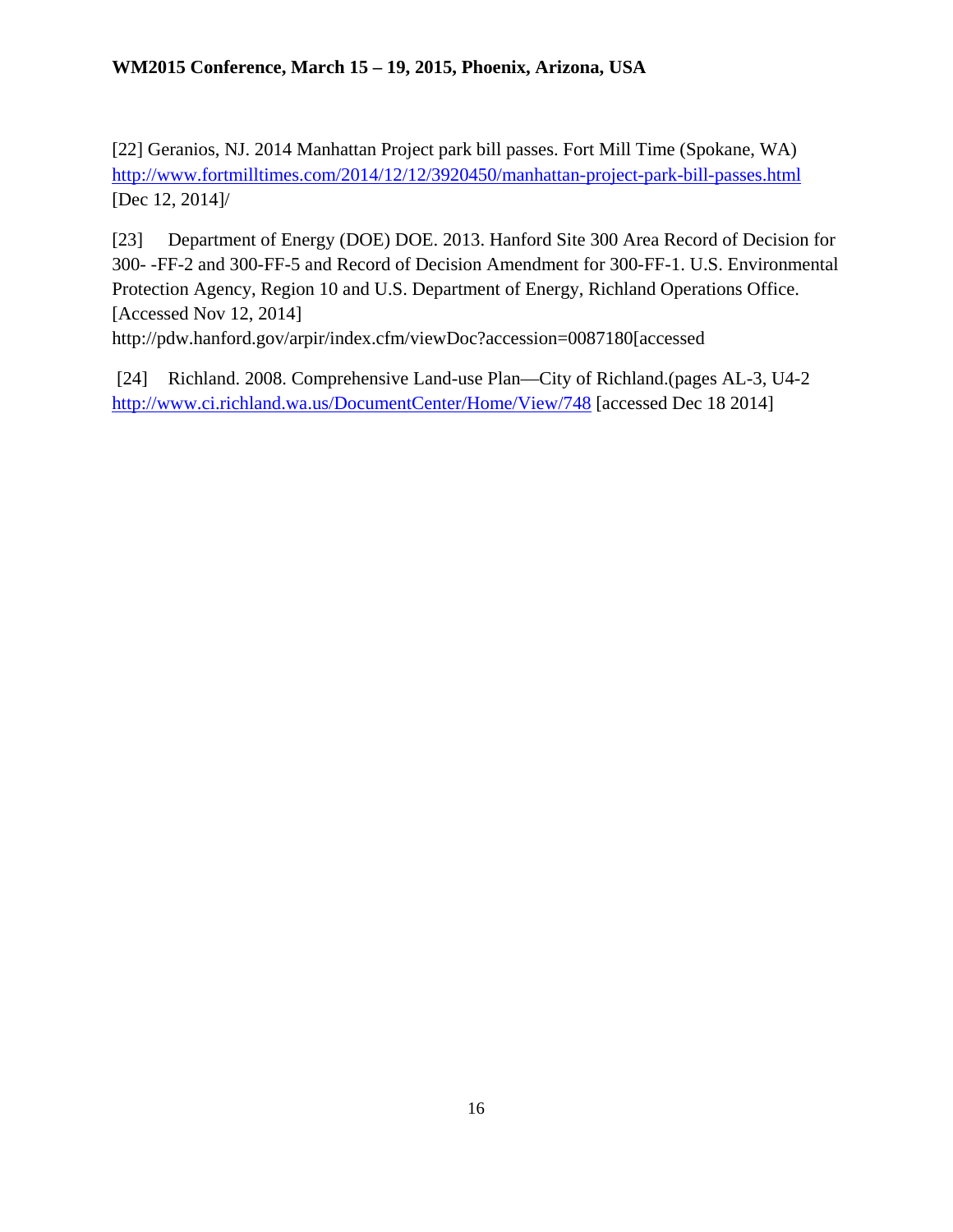[22] Geranios, NJ. 2014 Manhattan Project park bill passes. Fort Mill Time (Spokane, WA) http://www.fortmilltimes.com/2014/12/12/3920450/manhattan-project-park-bill-passes.html [Dec 12, 2014]/

[23] Department of Energy (DOE) DOE. 2013. Hanford Site 300 Area Record of Decision for 300- -FF-2 and 300-FF-5 and Record of Decision Amendment for 300-FF-1. U.S. Environmental Protection Agency, Region 10 and U.S. Department of Energy, Richland Operations Office. [Accessed Nov 12, 2014]
http://pdw.hanford.gov/arpir/index.cfm/viewDoc?accession=0087180[accessed

[24] Richland. 2008. Comprehensive Land-use Plan—City of Richland.(pages AL-3, U4-2 http://www.ci.richland.wa.us/DocumentCenter/Home/View/748 [accessed Dec 18 2014]